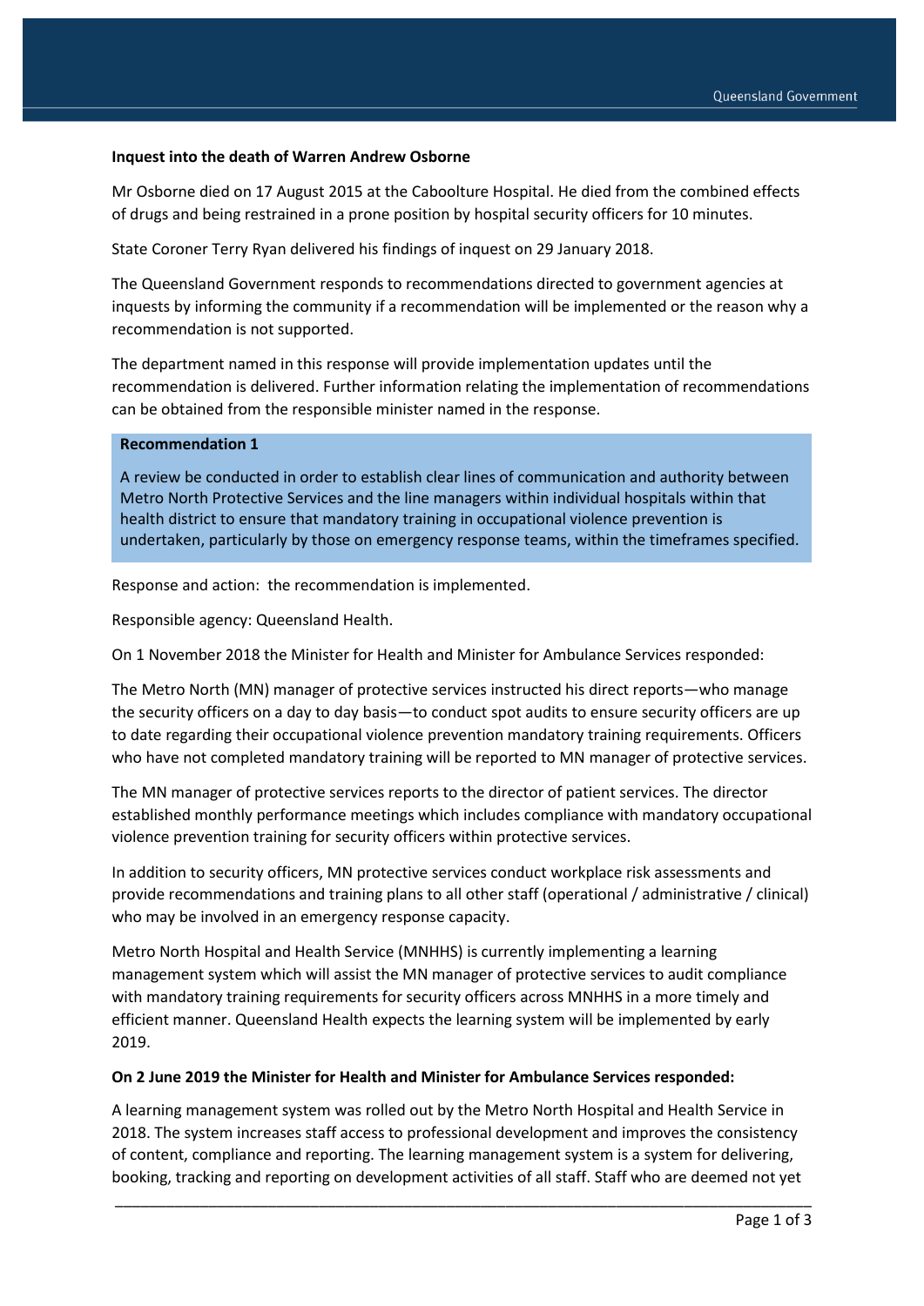**Inquest into the death of Warren Andrew Osborne**

Mr Osborne died on 17 August 2015 at the Caboolture Hospital. He died from the combined effects of drugs and being restrained in a prone position by hospital security officers for 10 minutes.

State Coroner Terry Ryan delivered his findings of inquest on 29 January 2018.

The Queensland Government responds to recommendations directed to government agencies at inquests by informing the community if a recommendation will be implemented or the reason why a recommendation is not supported.

The department named in this response will provide implementation updates until the recommendation is delivered. Further information relating the implementation of recommendations can be obtained from the responsible minister named in the response.

**Recommendation 1**

A review be conducted in order to establish clear lines of communication and authority between Metro North Protective Services and the line managers within individual hospitals within that health district to ensure that mandatory training in occupational violence prevention is undertaken, particularly by those on emergency response teams, within the timeframes specified.

Response and action: the recommendation is implemented.

Responsible agency: Queensland Health.

On 1 November 2018 the Minister for Health and Minister for Ambulance Services responded:

The Metro North (MN) manager of protective services instructed his direct reports—who manage the security officers on a day to day basis—to conduct spot audits to ensure security officers are up to date regarding their occupational violence prevention mandatory training requirements. Officers who have not completed mandatory training will be reported to MN manager of protective services.

The MN manager of protective services reports to the director of patient services. The director established monthly performance meetings which includes compliance with mandatory occupational violence prevention training for security officers within protective services.

In addition to security officers, MN protective services conduct workplace risk assessments and provide recommendations and training plans to all other staff (operational / administrative / clinical) who may be involved in an emergency response capacity.

Metro North Hospital and Health Service (MNHHS) is currently implementing a learning management system which will assist the MN manager of protective services to audit compliance with mandatory training requirements for security officers across MNHHS in a more timely and efficient manner. Queensland Health expects the learning system will be implemented by early 2019.

**On 2 June 2019 the Minister for Health and Minister for Ambulance Services responded:**

A learning management system was rolled out by the Metro North Hospital and Health Service in 2018. The system increases staff access to professional development and improves the consistency of content, compliance and reporting. The learning management system is a system for delivering, booking, tracking and reporting on development activities of all staff. Staff who are deemed not yet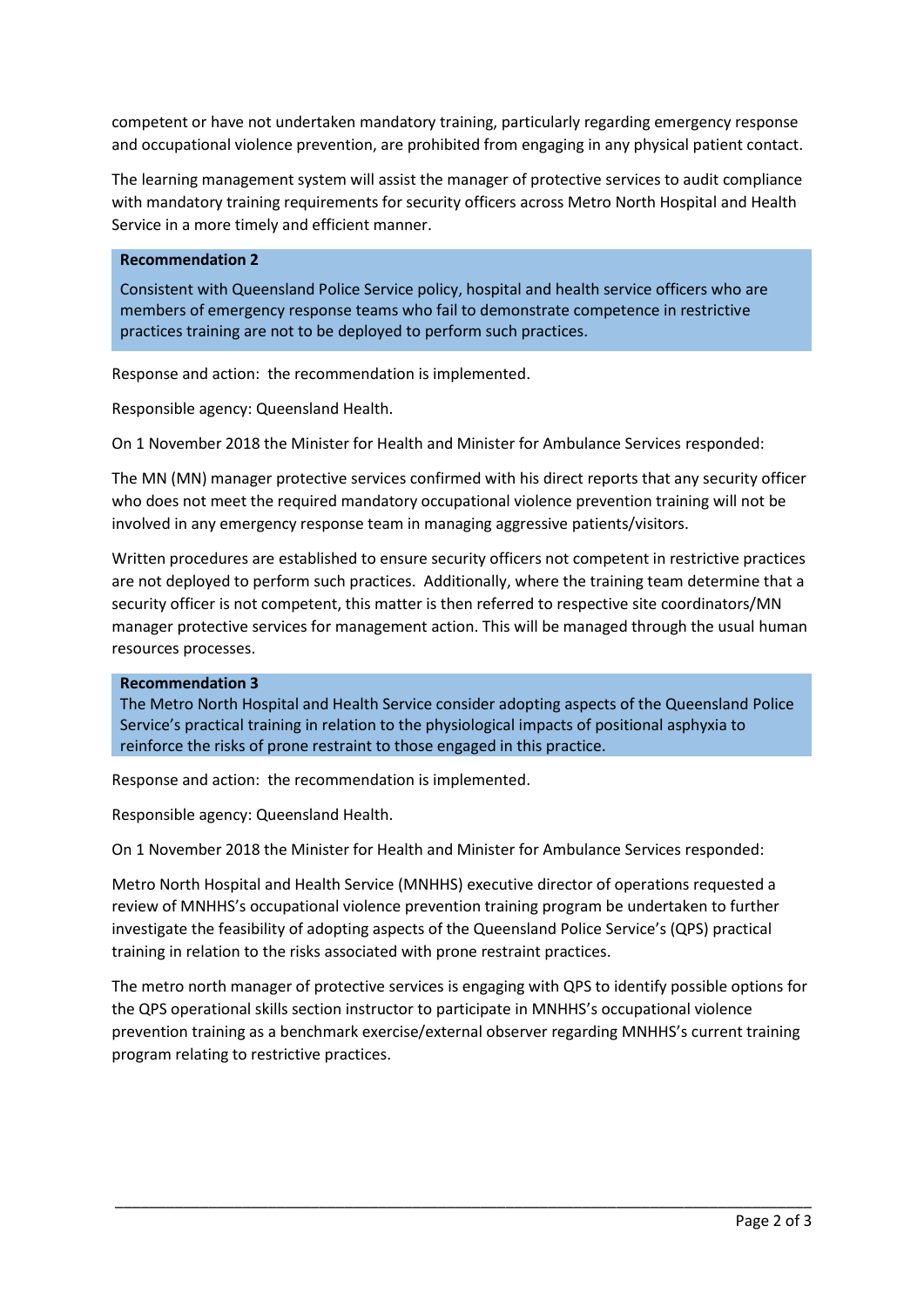competent or have not undertaken mandatory training, particularly regarding emergency response and occupational violence prevention, are prohibited from engaging in any physical patient contact.

The learning management system will assist the manager of protective services to audit compliance with mandatory training requirements for security officers across Metro North Hospital and Health Service in a more timely and efficient manner.

> **Recommendation 2**
>
> Consistent with Queensland Police Service policy, hospital and health service officers who are members of emergency response teams who fail to demonstrate competence in restrictive practices training are not to be deployed to perform such practices.

Response and action: the recommendation is implemented.

Responsible agency: Queensland Health.

On 1 November 2018 the Minister for Health and Minister for Ambulance Services responded:

The MN (MN) manager protective services confirmed with his direct reports that any security officer who does not meet the required mandatory occupational violence prevention training will not be involved in any emergency response team in managing aggressive patients/visitors.

Written procedures are established to ensure security officers not competent in restrictive practices are not deployed to perform such practices. Additionally, where the training team determine that a security officer is not competent, this matter is then referred to respective site coordinators/MN manager protective services for management action. This will be managed through the usual human resources processes.

> **Recommendation 3**
>
> The Metro North Hospital and Health Service consider adopting aspects of the Queensland Police Service's practical training in relation to the physiological impacts of positional asphyxia to reinforce the risks of prone restraint to those engaged in this practice.

Response and action: the recommendation is implemented.

Responsible agency: Queensland Health.

On 1 November 2018 the Minister for Health and Minister for Ambulance Services responded:

Metro North Hospital and Health Service (MNHHS) executive director of operations requested a review of MNHHS's occupational violence prevention training program be undertaken to further investigate the feasibility of adopting aspects of the Queensland Police Service's (QPS) practical training in relation to the risks associated with prone restraint practices.

The metro north manager of protective services is engaging with QPS to identify possible options for the QPS operational skills section instructor to participate in MNHHS's occupational violence prevention training as a benchmark exercise/external observer regarding MNHHS's current training program relating to restrictive practices.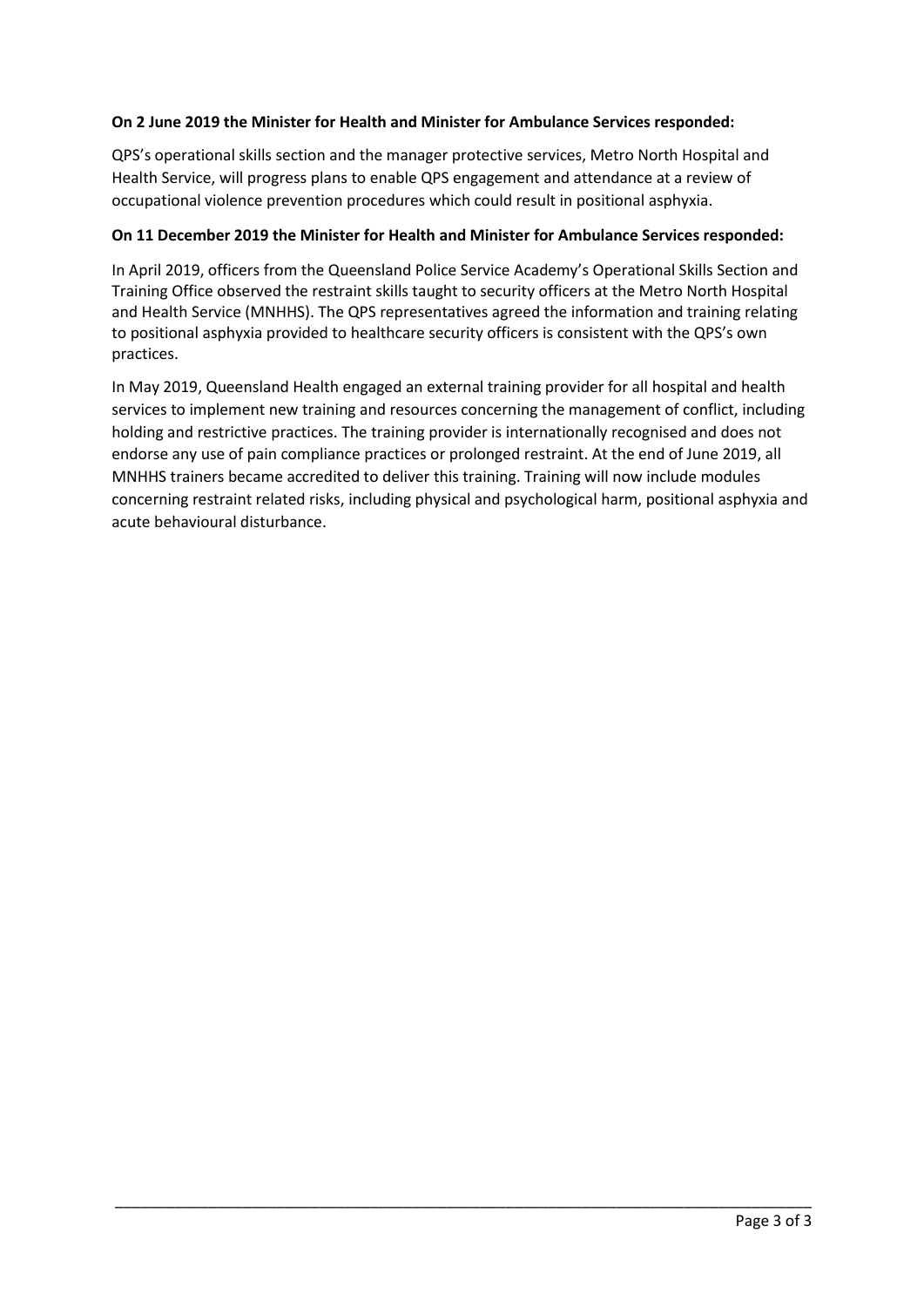**On 2 June 2019 the Minister for Health and Minister for Ambulance Services responded:**

QPS's operational skills section and the manager protective services, Metro North Hospital and Health Service, will progress plans to enable QPS engagement and attendance at a review of occupational violence prevention procedures which could result in positional asphyxia.

**On 11 December 2019 the Minister for Health and Minister for Ambulance Services responded:**

In April 2019, officers from the Queensland Police Service Academy's Operational Skills Section and Training Office observed the restraint skills taught to security officers at the Metro North Hospital and Health Service (MNHHS). The QPS representatives agreed the information and training relating to positional asphyxia provided to healthcare security officers is consistent with the QPS's own practices.

In May 2019, Queensland Health engaged an external training provider for all hospital and health services to implement new training and resources concerning the management of conflict, including holding and restrictive practices. The training provider is internationally recognised and does not endorse any use of pain compliance practices or prolonged restraint. At the end of June 2019, all MNHHS trainers became accredited to deliver this training. Training will now include modules concerning restraint related risks, including physical and psychological harm, positional asphyxia and acute behavioural disturbance.